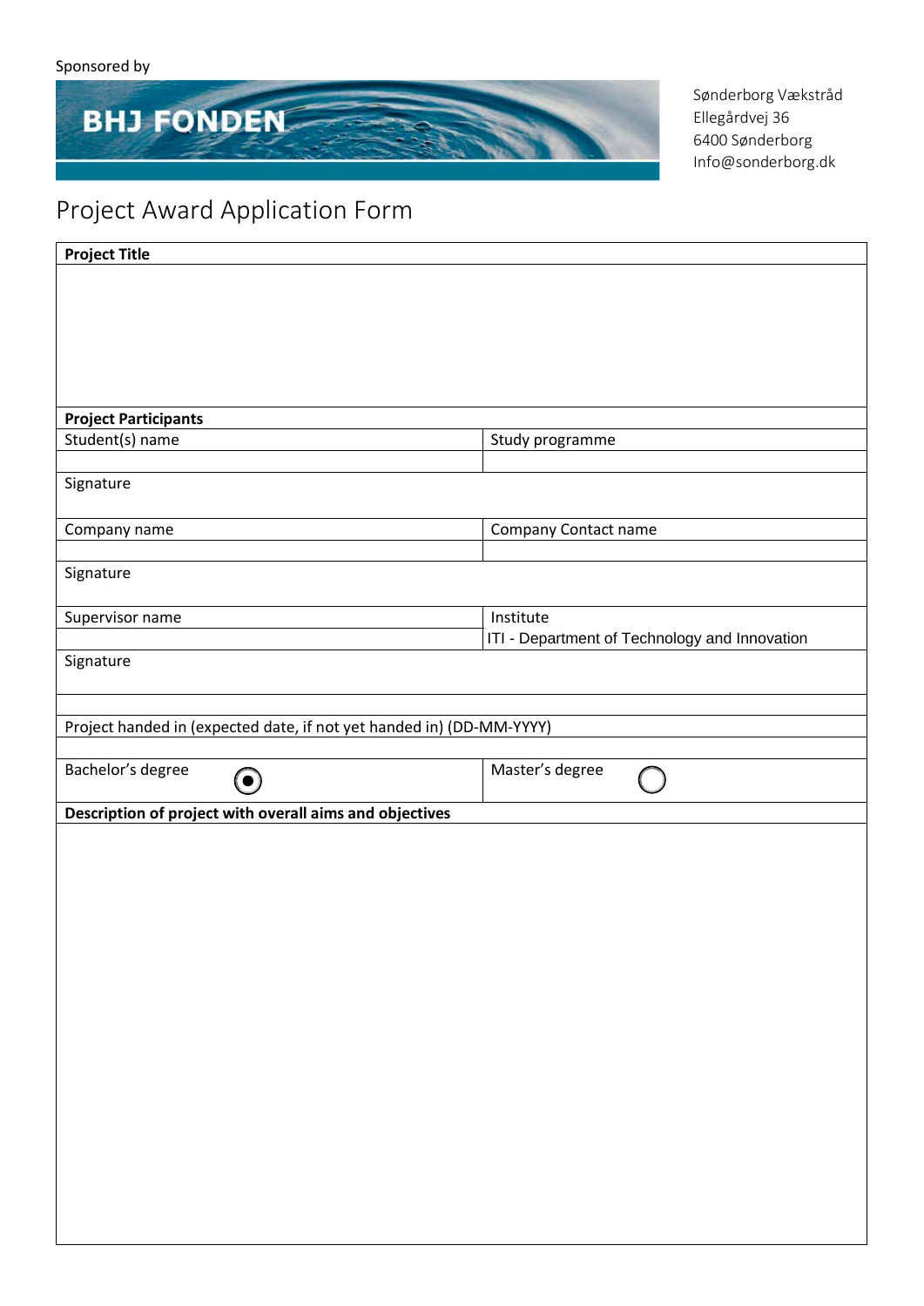Sponsored by

BHJ FONDEN

Sønderborg Vækstråd
Ellegårdvej 36
6400 Sønderborg
Info@sonderborg.dk

# Project Award Application Form

| **Project Title** | |
|---|---|
| | |
| **Project Participants** | |
| Student(s) name | Study programme |
| | |
| Signature | |
| Company name | Company Contact name |
| | |
| Signature | |
| Supervisor name | Institute |
| | ITI - Department of Technology and Innovation |
| Signature | |
| | |
| Project handed in (expected date, if not yet handed in) (DD-MM-YYYY) | |
| | |
| Bachelor's degree ◉ | Master's degree ○ |
| **Description of project with overall aims and objectives** | |
| | |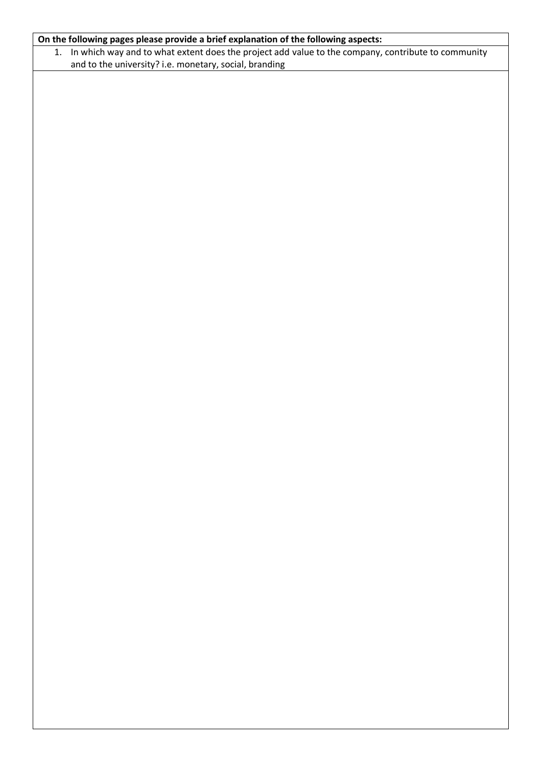**On the following pages please provide a brief explanation of the following aspects:**

1. In which way and to what extent does the project add value to the company, contribute to community and to the university? i.e. monetary, social, branding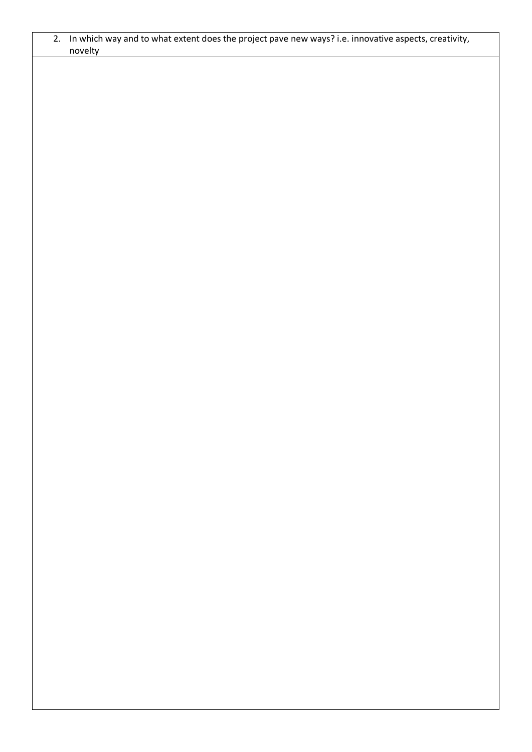2. In which way and to what extent does the project pave new ways? i.e. innovative aspects, creativity, novelty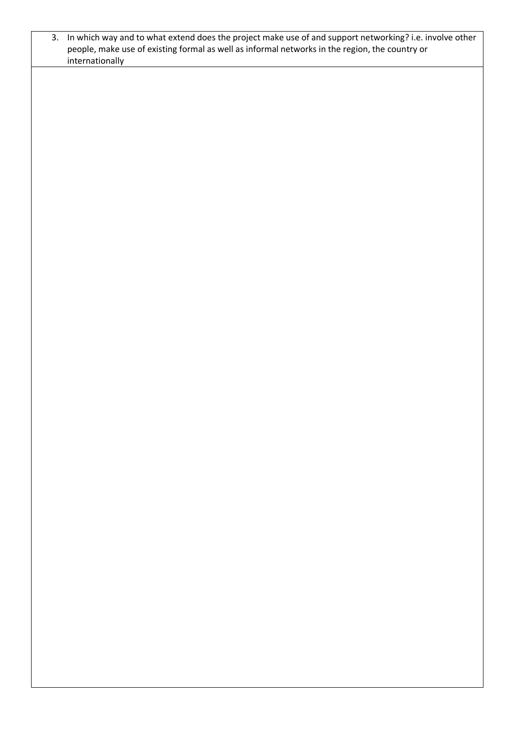| |
|---|
| 3. In which way and to what extend does the project make use of and support networking? i.e. involve other people, make use of existing formal as well as informal networks in the region, the country or internationally |
| |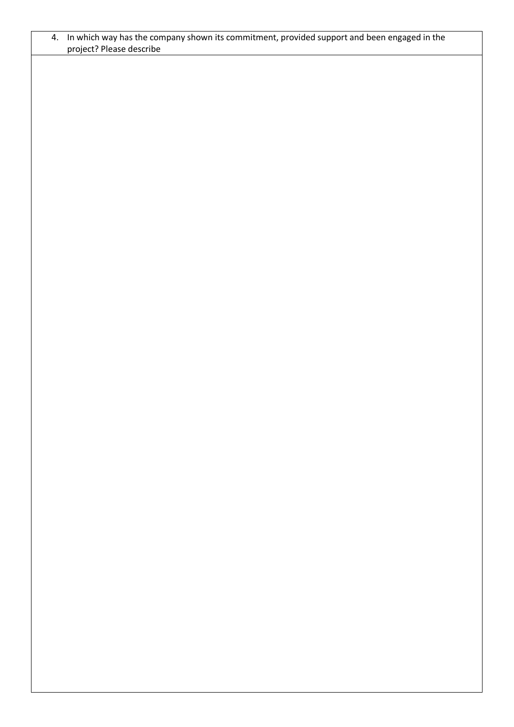4. In which way has the company shown its commitment, provided support and been engaged in the project? Please describe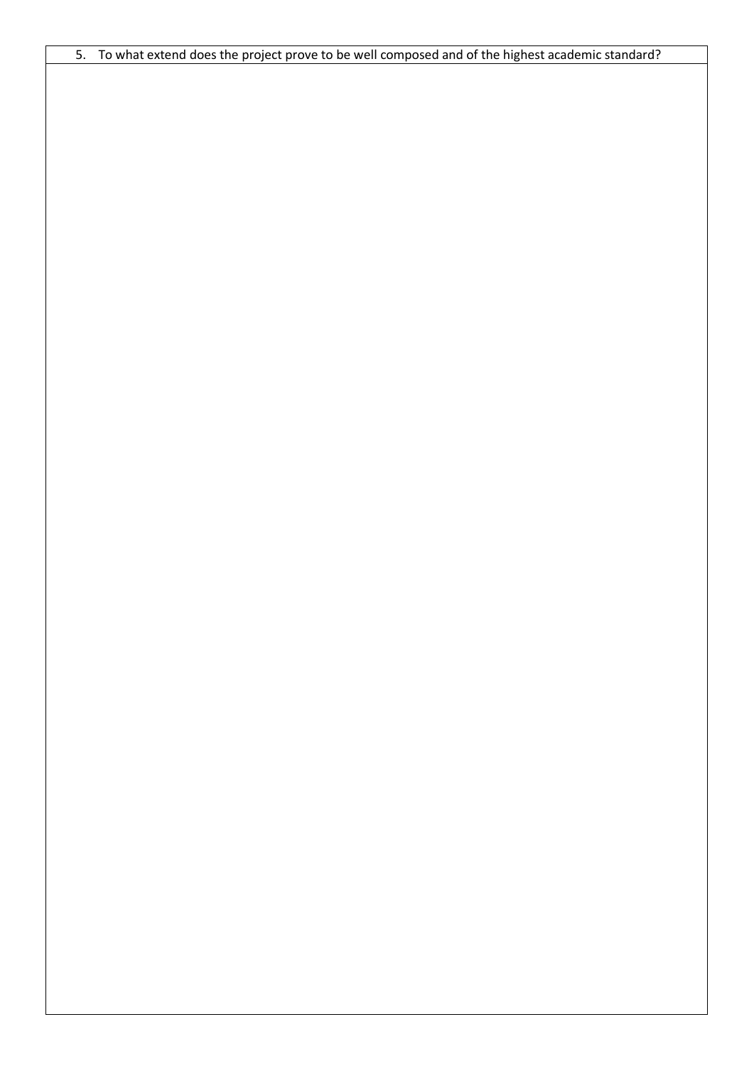5. To what extend does the project prove to be well composed and of the highest academic standard?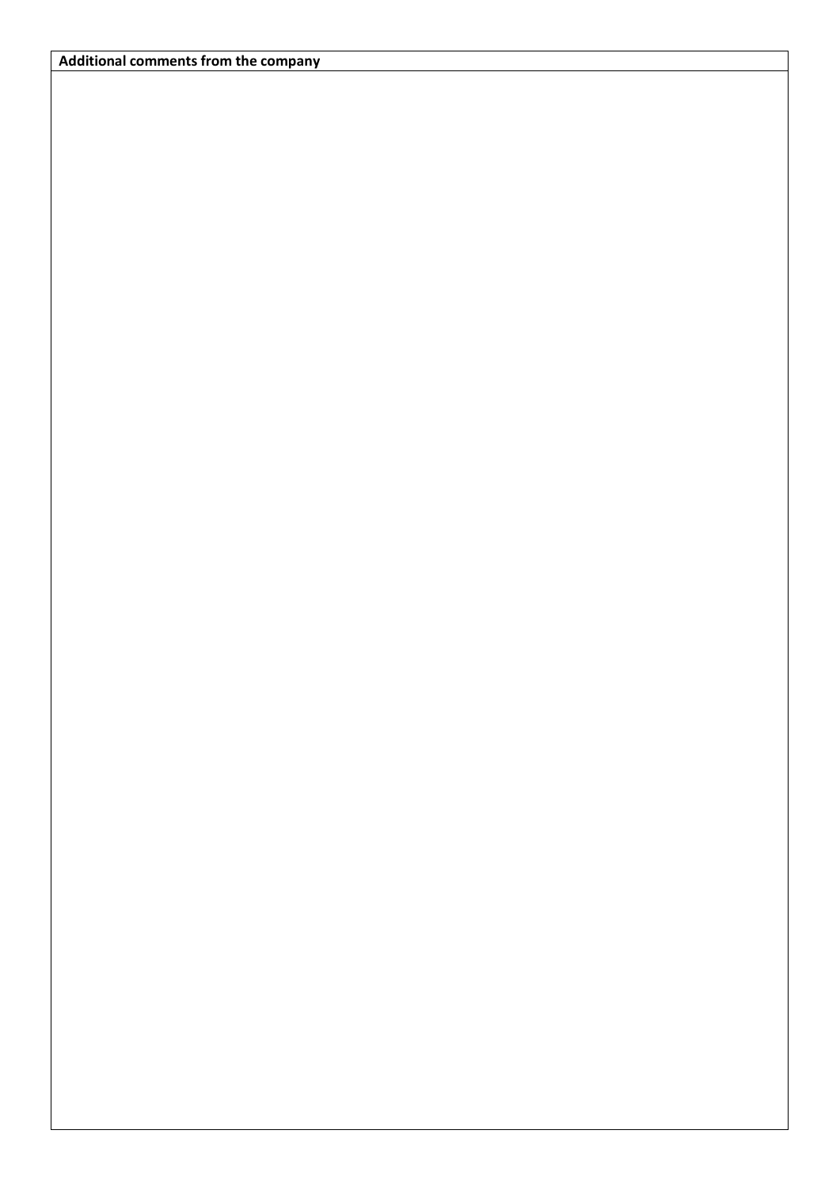| **Additional comments from the company** |
| --- |
| |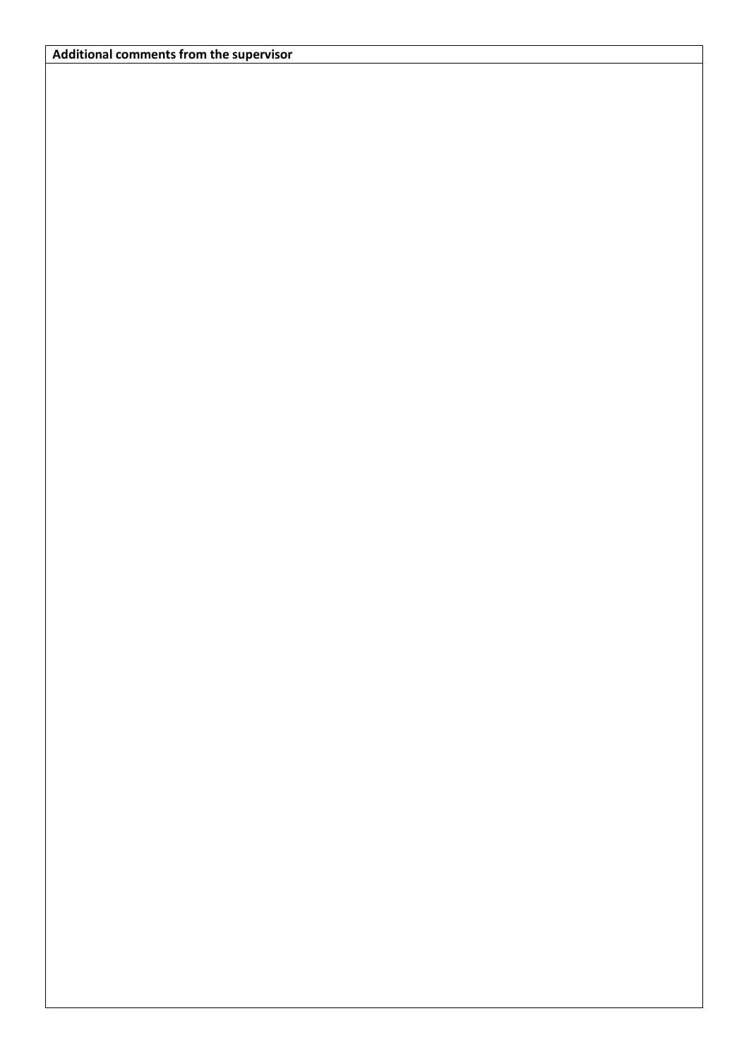| Additional comments from the supervisor |
| --- |
| |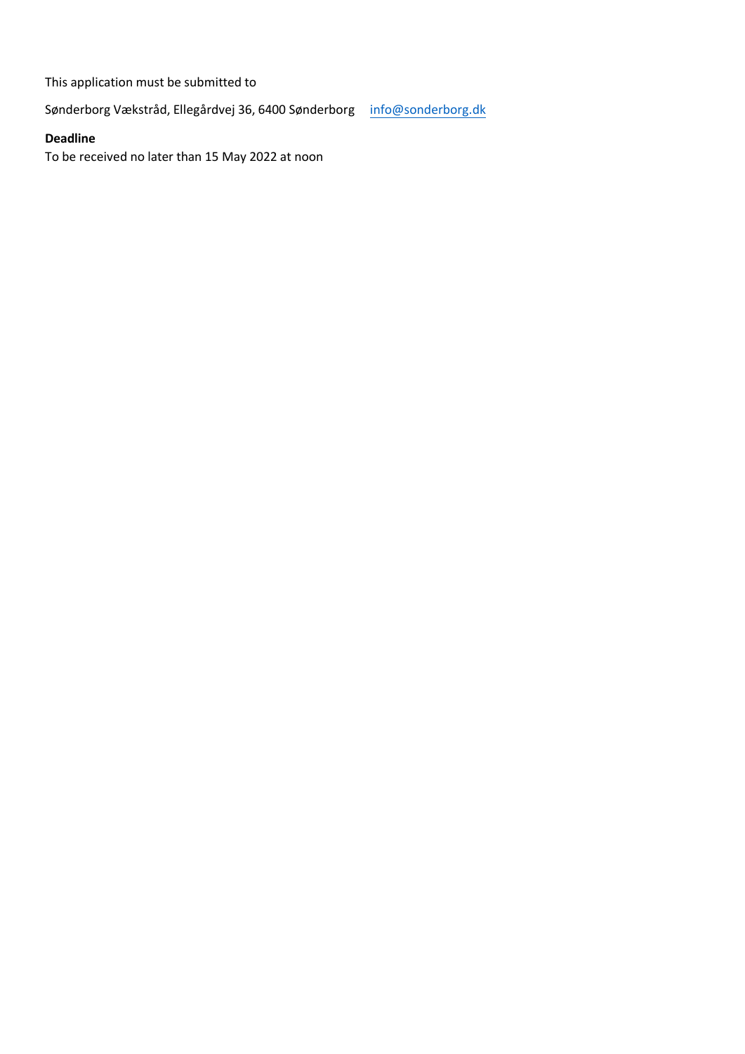This application must be submitted to

Sønderborg Vækstråd, Ellegårdvej 36, 6400 Sønderborg   info@sonderborg.dk

**Deadline**

To be received no later than 15 May 2022 at noon